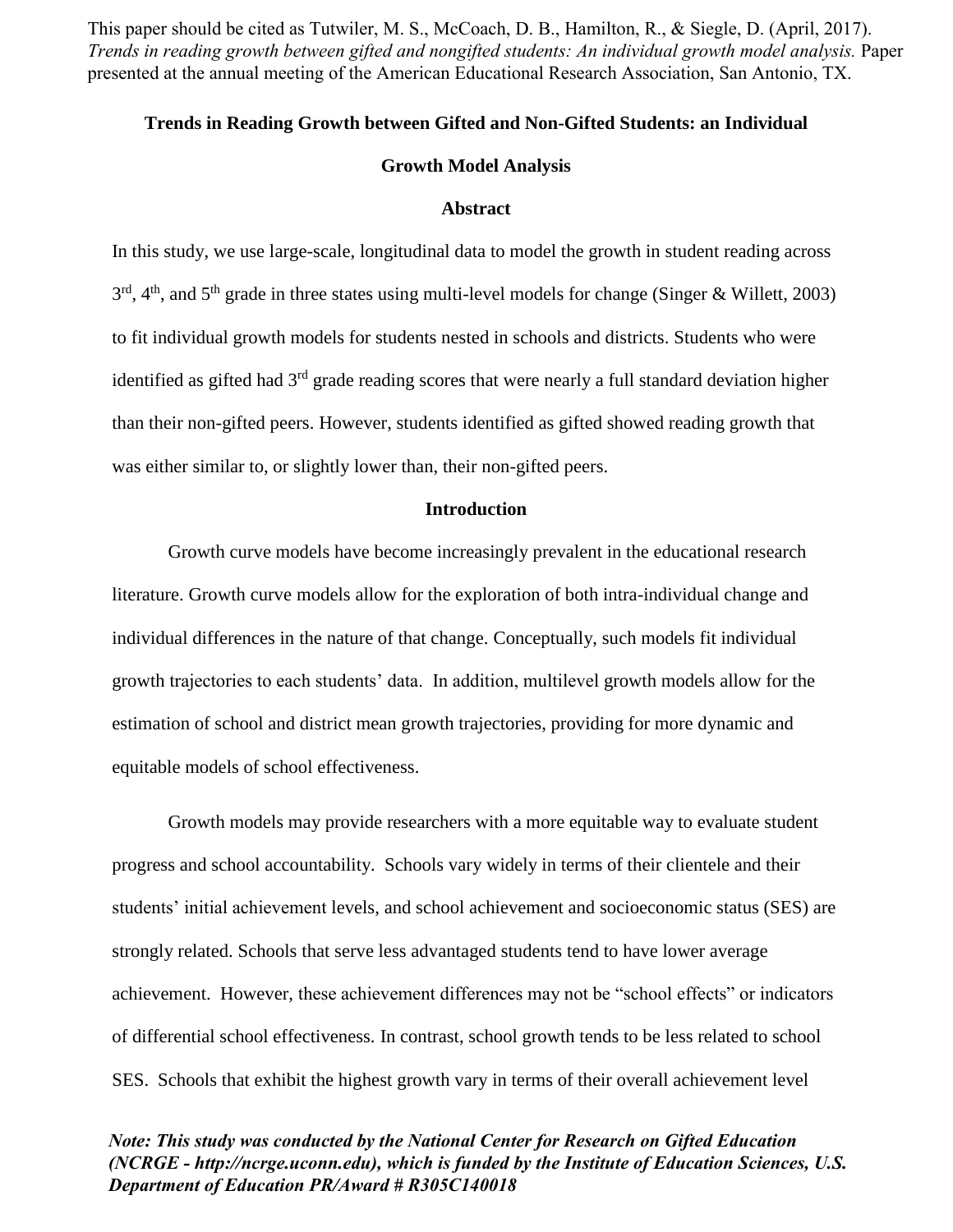This paper should be cited as Tutwiler, M. S., McCoach, D. B., Hamilton, R., & Siegle, D. (April, 2017). *Trends in reading growth between gifted and nongifted students: An individual growth model analysis.* Paper presented at the annual meeting of the American Educational Research Association, San Antonio, TX.

# Trends in Reading Growth between Gifted and Non-Gifted Students: an Individual Growth Model Analysis

## Abstract

In this study, we use large-scale, longitudinal data to model the growth in student reading across 3rd, 4th, and 5th grade in three states using multi-level models for change (Singer & Willett, 2003) to fit individual growth models for students nested in schools and districts. Students who were identified as gifted had 3rd grade reading scores that were nearly a full standard deviation higher than their non-gifted peers. However, students identified as gifted showed reading growth that was either similar to, or slightly lower than, their non-gifted peers.

## Introduction

Growth curve models have become increasingly prevalent in the educational research literature. Growth curve models allow for the exploration of both intra-individual change and individual differences in the nature of that change. Conceptually, such models fit individual growth trajectories to each students' data. In addition, multilevel growth models allow for the estimation of school and district mean growth trajectories, providing for more dynamic and equitable models of school effectiveness.

Growth models may provide researchers with a more equitable way to evaluate student progress and school accountability. Schools vary widely in terms of their clientele and their students' initial achievement levels, and school achievement and socioeconomic status (SES) are strongly related. Schools that serve less advantaged students tend to have lower average achievement. However, these achievement differences may not be "school effects" or indicators of differential school effectiveness. In contrast, school growth tends to be less related to school SES. Schools that exhibit the highest growth vary in terms of their overall achievement level

***Note: This study was conducted by the National Center for Research on Gifted Education (NCRGE - http://ncrge.uconn.edu), which is funded by the Institute of Education Sciences, U.S. Department of Education PR/Award # R305C140018***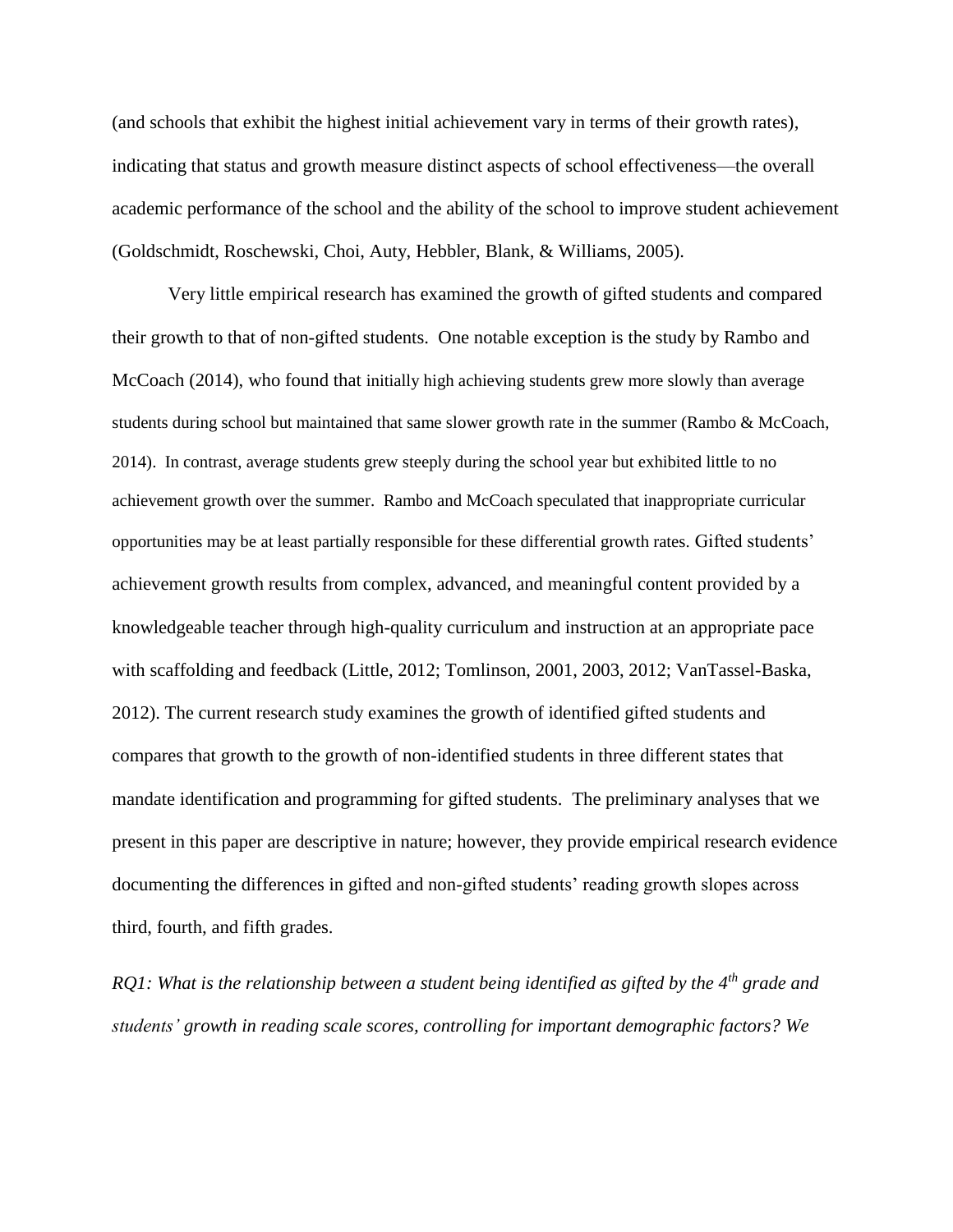(and schools that exhibit the highest initial achievement vary in terms of their growth rates), indicating that status and growth measure distinct aspects of school effectiveness—the overall academic performance of the school and the ability of the school to improve student achievement (Goldschmidt, Roschewski, Choi, Auty, Hebbler, Blank, & Williams, 2005).

Very little empirical research has examined the growth of gifted students and compared their growth to that of non-gifted students. One notable exception is the study by Rambo and McCoach (2014), who found that initially high achieving students grew more slowly than average students during school but maintained that same slower growth rate in the summer (Rambo & McCoach, 2014). In contrast, average students grew steeply during the school year but exhibited little to no achievement growth over the summer. Rambo and McCoach speculated that inappropriate curricular opportunities may be at least partially responsible for these differential growth rates. Gifted students' achievement growth results from complex, advanced, and meaningful content provided by a knowledgeable teacher through high-quality curriculum and instruction at an appropriate pace with scaffolding and feedback (Little, 2012; Tomlinson, 2001, 2003, 2012; VanTassel-Baska, 2012). The current research study examines the growth of identified gifted students and compares that growth to the growth of non-identified students in three different states that mandate identification and programming for gifted students. The preliminary analyses that we present in this paper are descriptive in nature; however, they provide empirical research evidence documenting the differences in gifted and non-gifted students' reading growth slopes across third, fourth, and fifth grades.

*RQ1: What is the relationship between a student being identified as gifted by the 4th grade and students' growth in reading scale scores, controlling for important demographic factors? We*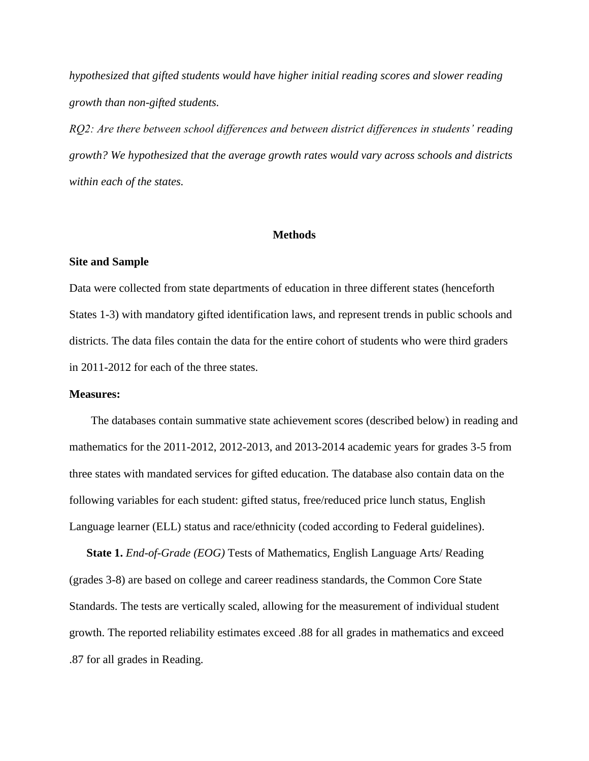*hypothesized that gifted students would have higher initial reading scores and slower reading growth than non-gifted students.*

*RQ2: Are there between school differences and between district differences in students' reading growth? We hypothesized that the average growth rates would vary across schools and districts within each of the states.*

## Methods

### Site and Sample

Data were collected from state departments of education in three different states (henceforth States 1-3) with mandatory gifted identification laws, and represent trends in public schools and districts. The data files contain the data for the entire cohort of students who were third graders in 2011-2012 for each of the three states.

### Measures:

The databases contain summative state achievement scores (described below) in reading and mathematics for the 2011-2012, 2012-2013, and 2013-2014 academic years for grades 3-5 from three states with mandated services for gifted education. The database also contain data on the following variables for each student: gifted status, free/reduced price lunch status, English Language learner (ELL) status and race/ethnicity (coded according to Federal guidelines).

**State 1.** *End-of-Grade (EOG)* Tests of Mathematics, English Language Arts/ Reading (grades 3-8) are based on college and career readiness standards, the Common Core State Standards. The tests are vertically scaled, allowing for the measurement of individual student growth. The reported reliability estimates exceed .88 for all grades in mathematics and exceed .87 for all grades in Reading.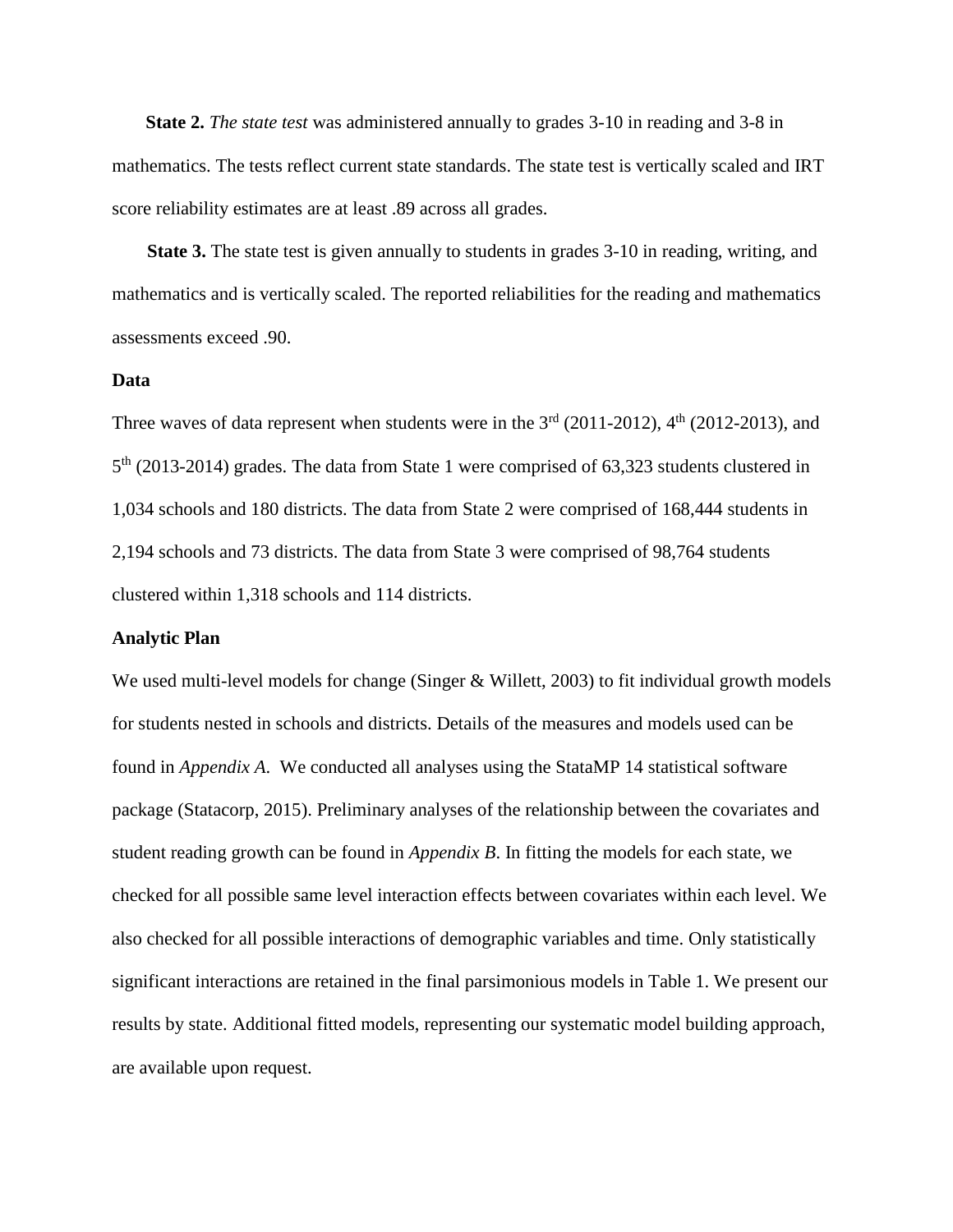**State 2.** *The state test* was administered annually to grades 3-10 in reading and 3-8 in mathematics. The tests reflect current state standards. The state test is vertically scaled and IRT score reliability estimates are at least .89 across all grades.

**State 3.** The state test is given annually to students in grades 3-10 in reading, writing, and mathematics and is vertically scaled. The reported reliabilities for the reading and mathematics assessments exceed .90.

### Data

Three waves of data represent when students were in the 3rd (2011-2012), 4th (2012-2013), and 5th (2013-2014) grades. The data from State 1 were comprised of 63,323 students clustered in 1,034 schools and 180 districts. The data from State 2 were comprised of 168,444 students in 2,194 schools and 73 districts. The data from State 3 were comprised of 98,764 students clustered within 1,318 schools and 114 districts.

### Analytic Plan

We used multi-level models for change (Singer & Willett, 2003) to fit individual growth models for students nested in schools and districts. Details of the measures and models used can be found in *Appendix A*. We conducted all analyses using the StataMP 14 statistical software package (Statacorp, 2015). Preliminary analyses of the relationship between the covariates and student reading growth can be found in *Appendix B*. In fitting the models for each state, we checked for all possible same level interaction effects between covariates within each level. We also checked for all possible interactions of demographic variables and time. Only statistically significant interactions are retained in the final parsimonious models in Table 1. We present our results by state. Additional fitted models, representing our systematic model building approach, are available upon request.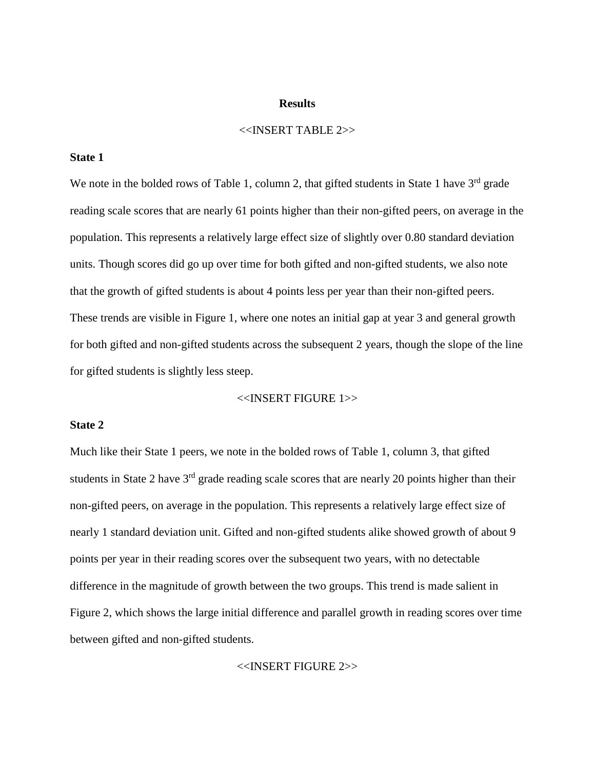# Results

<<INSERT TABLE 2>>

## State 1

We note in the bolded rows of Table 1, column 2, that gifted students in State 1 have 3rd grade reading scale scores that are nearly 61 points higher than their non-gifted peers, on average in the population. This represents a relatively large effect size of slightly over 0.80 standard deviation units. Though scores did go up over time for both gifted and non-gifted students, we also note that the growth of gifted students is about 4 points less per year than their non-gifted peers. These trends are visible in Figure 1, where one notes an initial gap at year 3 and general growth for both gifted and non-gifted students across the subsequent 2 years, though the slope of the line for gifted students is slightly less steep.

<<INSERT FIGURE 1>>

## State 2

Much like their State 1 peers, we note in the bolded rows of Table 1, column 3, that gifted students in State 2 have 3rd grade reading scale scores that are nearly 20 points higher than their non-gifted peers, on average in the population. This represents a relatively large effect size of nearly 1 standard deviation unit. Gifted and non-gifted students alike showed growth of about 9 points per year in their reading scores over the subsequent two years, with no detectable difference in the magnitude of growth between the two groups. This trend is made salient in Figure 2, which shows the large initial difference and parallel growth in reading scores over time between gifted and non-gifted students.

<<INSERT FIGURE 2>>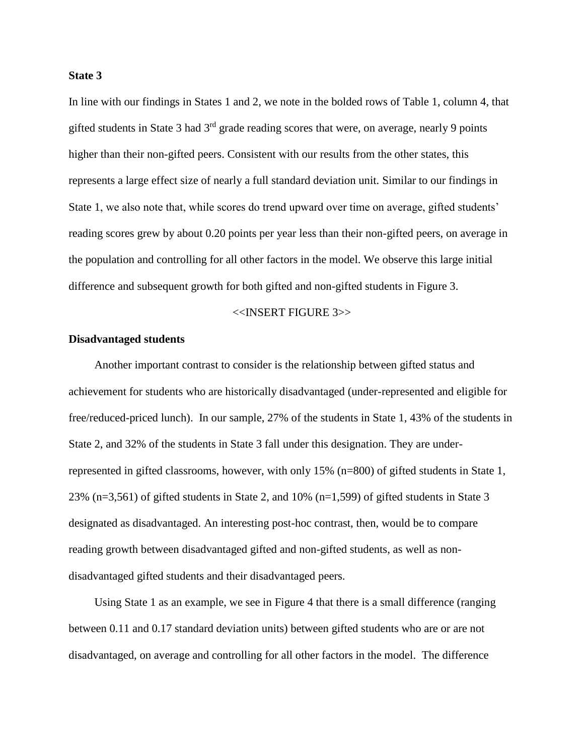**State 3**

In line with our findings in States 1 and 2, we note in the bolded rows of Table 1, column 4, that gifted students in State 3 had 3rd grade reading scores that were, on average, nearly 9 points higher than their non-gifted peers. Consistent with our results from the other states, this represents a large effect size of nearly a full standard deviation unit. Similar to our findings in State 1, we also note that, while scores do trend upward over time on average, gifted students' reading scores grew by about 0.20 points per year less than their non-gifted peers, on average in the population and controlling for all other factors in the model. We observe this large initial difference and subsequent growth for both gifted and non-gifted students in Figure 3.

<<INSERT FIGURE 3>>

**Disadvantaged students**

Another important contrast to consider is the relationship between gifted status and achievement for students who are historically disadvantaged (under-represented and eligible for free/reduced-priced lunch). In our sample, 27% of the students in State 1, 43% of the students in State 2, and 32% of the students in State 3 fall under this designation. They are under-represented in gifted classrooms, however, with only 15% (n=800) of gifted students in State 1, 23% (n=3,561) of gifted students in State 2, and 10% (n=1,599) of gifted students in State 3 designated as disadvantaged. An interesting post-hoc contrast, then, would be to compare reading growth between disadvantaged gifted and non-gifted students, as well as non-disadvantaged gifted students and their disadvantaged peers.

Using State 1 as an example, we see in Figure 4 that there is a small difference (ranging between 0.11 and 0.17 standard deviation units) between gifted students who are or are not disadvantaged, on average and controlling for all other factors in the model. The difference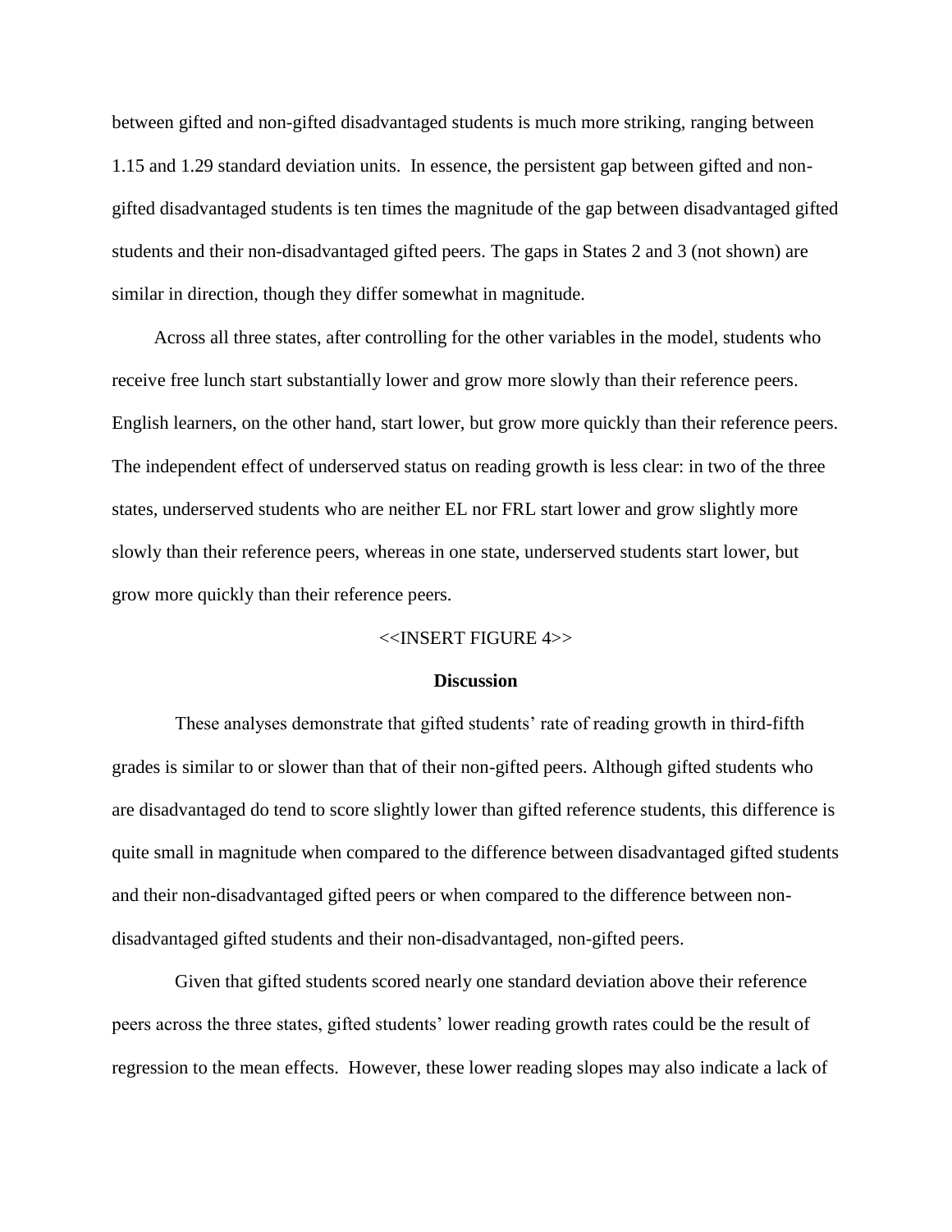between gifted and non-gifted disadvantaged students is much more striking, ranging between 1.15 and 1.29 standard deviation units. In essence, the persistent gap between gifted and non-gifted disadvantaged students is ten times the magnitude of the gap between disadvantaged gifted students and their non-disadvantaged gifted peers. The gaps in States 2 and 3 (not shown) are similar in direction, though they differ somewhat in magnitude.

Across all three states, after controlling for the other variables in the model, students who receive free lunch start substantially lower and grow more slowly than their reference peers. English learners, on the other hand, start lower, but grow more quickly than their reference peers. The independent effect of underserved status on reading growth is less clear: in two of the three states, underserved students who are neither EL nor FRL start lower and grow slightly more slowly than their reference peers, whereas in one state, underserved students start lower, but grow more quickly than their reference peers.

<<INSERT FIGURE 4>>

## Discussion

These analyses demonstrate that gifted students' rate of reading growth in third-fifth grades is similar to or slower than that of their non-gifted peers. Although gifted students who are disadvantaged do tend to score slightly lower than gifted reference students, this difference is quite small in magnitude when compared to the difference between disadvantaged gifted students and their non-disadvantaged gifted peers or when compared to the difference between non-disadvantaged gifted students and their non-disadvantaged, non-gifted peers.

Given that gifted students scored nearly one standard deviation above their reference peers across the three states, gifted students' lower reading growth rates could be the result of regression to the mean effects. However, these lower reading slopes may also indicate a lack of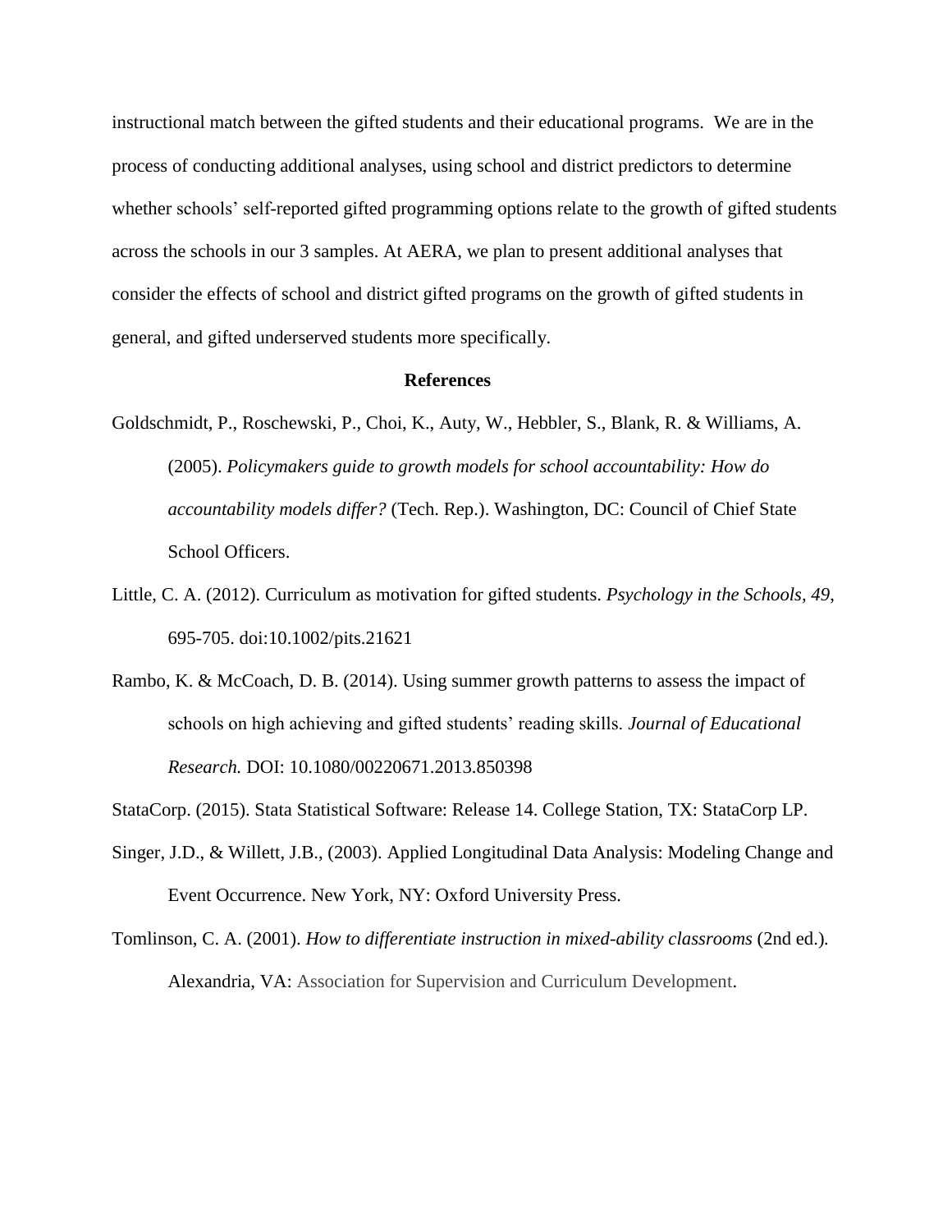instructional match between the gifted students and their educational programs. We are in the process of conducting additional analyses, using school and district predictors to determine whether schools' self-reported gifted programming options relate to the growth of gifted students across the schools in our 3 samples. At AERA, we plan to present additional analyses that consider the effects of school and district gifted programs on the growth of gifted students in general, and gifted underserved students more specifically.

## References

Goldschmidt, P., Roschewski, P., Choi, K., Auty, W., Hebbler, S., Blank, R. & Williams, A. (2005). *Policymakers guide to growth models for school accountability: How do accountability models differ?* (Tech. Rep.). Washington, DC: Council of Chief State School Officers.

Little, C. A. (2012). Curriculum as motivation for gifted students. *Psychology in the Schools, 49*, 695-705. doi:10.1002/pits.21621

Rambo, K. & McCoach, D. B. (2014). Using summer growth patterns to assess the impact of schools on high achieving and gifted students' reading skills. *Journal of Educational Research.* DOI: 10.1080/00220671.2013.850398

StataCorp. (2015). Stata Statistical Software: Release 14. College Station, TX: StataCorp LP.

Singer, J.D., & Willett, J.B., (2003). Applied Longitudinal Data Analysis: Modeling Change and Event Occurrence. New York, NY: Oxford University Press.

Tomlinson, C. A. (2001). *How to differentiate instruction in mixed-ability classrooms* (2nd ed.). Alexandria, VA: Association for Supervision and Curriculum Development.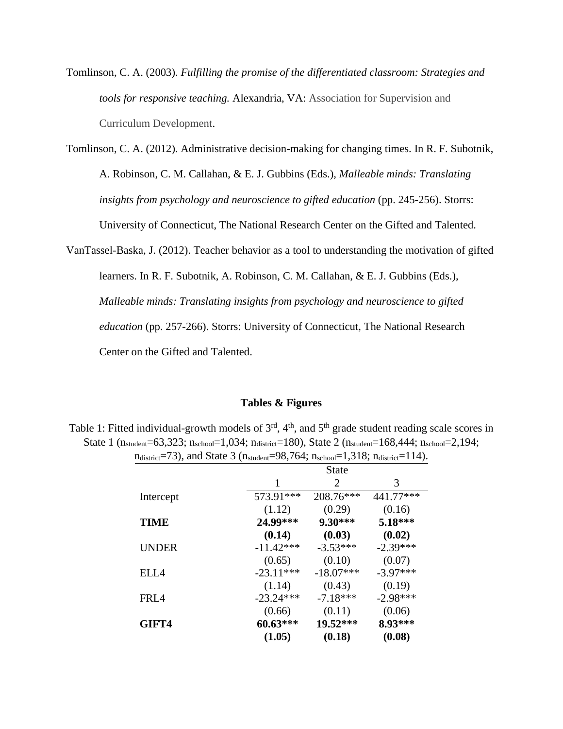Tomlinson, C. A. (2003). *Fulfilling the promise of the differentiated classroom: Strategies and tools for responsive teaching.* Alexandria, VA: Association for Supervision and Curriculum Development.

Tomlinson, C. A. (2012). Administrative decision-making for changing times. In R. F. Subotnik, A. Robinson, C. M. Callahan, & E. J. Gubbins (Eds.), *Malleable minds: Translating insights from psychology and neuroscience to gifted education* (pp. 245-256). Storrs: University of Connecticut, The National Research Center on the Gifted and Talented.

VanTassel-Baska, J. (2012). Teacher behavior as a tool to understanding the motivation of gifted learners. In R. F. Subotnik, A. Robinson, C. M. Callahan, & E. J. Gubbins (Eds.), *Malleable minds: Translating insights from psychology and neuroscience to gifted education* (pp. 257-266). Storrs: University of Connecticut, The National Research Center on the Gifted and Talented.

## Tables & Figures

Table 1: Fitted individual-growth models of 3rd, 4th, and 5th grade student reading scale scores in State 1 ($n_{student}$=63,323; $n_{school}$=1,034; $n_{district}$=180), State 2 ($n_{student}$=168,444; $n_{school}$=2,194; $n_{district}$=73), and State 3 ($n_{student}$=98,764; $n_{school}$=1,318; $n_{district}$=114).

| | State | | |
|---|---|---|---|
| | 1 | 2 | 3 |
| Intercept | 573.91*** | 208.76*** | 441.77*** |
| | (1.12) | (0.29) | (0.16) |
| **TIME** | **24.99*** ** | **9.30*** ** | **5.18*** ** |
| | **(0.14)** | **(0.03)** | **(0.02)** |
| UNDER | -11.42*** | -3.53*** | -2.39*** |
| | (0.65) | (0.10) | (0.07) |
| ELL4 | -23.11*** | -18.07*** | -3.97*** |
| | (1.14) | (0.43) | (0.19) |
| FRL4 | -23.24*** | -7.18*** | -2.98*** |
| | (0.66) | (0.11) | (0.06) |
| **GIFT4** | **60.63*** ** | **19.52*** ** | **8.93*** ** |
| | **(1.05)** | **(0.18)** | **(0.08)** |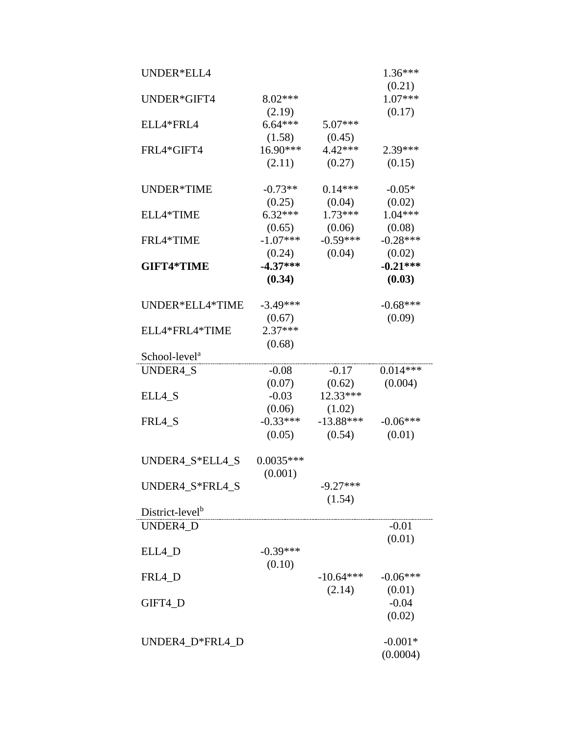| | | | |
|---|---|---|---|
| UNDER*ELL4 | | | 1.36*** |
| | | | (0.21) |
| UNDER*GIFT4 | 8.02*** | | 1.07*** |
| | (2.19) | | (0.17) |
| ELL4*FRL4 | 6.64*** | 5.07*** | |
| | (1.58) | (0.45) | |
| FRL4*GIFT4 | 16.90*** | 4.42*** | 2.39*** |
| | (2.11) | (0.27) | (0.15) |
| | | | |
| UNDER*TIME | -0.73** | 0.14*** | -0.05* |
| | (0.25) | (0.04) | (0.02) |
| ELL4*TIME | 6.32*** | 1.73*** | 1.04*** |
| | (0.65) | (0.06) | (0.08) |
| FRL4*TIME | -1.07*** | -0.59*** | -0.28*** |
| | (0.24) | (0.04) | (0.02) |
| **GIFT4*TIME** | **-4.37*** ** | | **-0.21*** ** |
| | **(0.34)** | | **(0.03)** |
| | | | |
| UNDER*ELL4*TIME | -3.49*** | | -0.68*** |
| | (0.67) | | (0.09) |
| ELL4*FRL4*TIME | 2.37*** | | |
| | (0.68) | | |
| School-level[a] | | | |
| UNDER4_S | -0.08 | -0.17 | 0.014*** |
| | (0.07) | (0.62) | (0.004) |
| ELL4_S | -0.03 | 12.33*** | |
| | (0.06) | (1.02) | |
| FRL4_S | -0.33*** | -13.88*** | -0.06*** |
| | (0.05) | (0.54) | (0.01) |
| | | | |
| UNDER4_S*ELL4_S | 0.0035*** | | |
| | (0.001) | | |
| UNDER4_S*FRL4_S | | -9.27*** | |
| | | (1.54) | |
| District-level[b] | | | |
| UNDER4_D | | | -0.01 |
| | | | (0.01) |
| ELL4_D | -0.39*** | | |
| | (0.10) | | |
| FRL4_D | | -10.64*** | -0.06*** |
| | | (2.14) | (0.01) |
| GIFT4_D | | | -0.04 |
| | | | (0.02) |
| | | | |
| UNDER4_D*FRL4_D | | | -0.001* |
| | | | (0.0004) |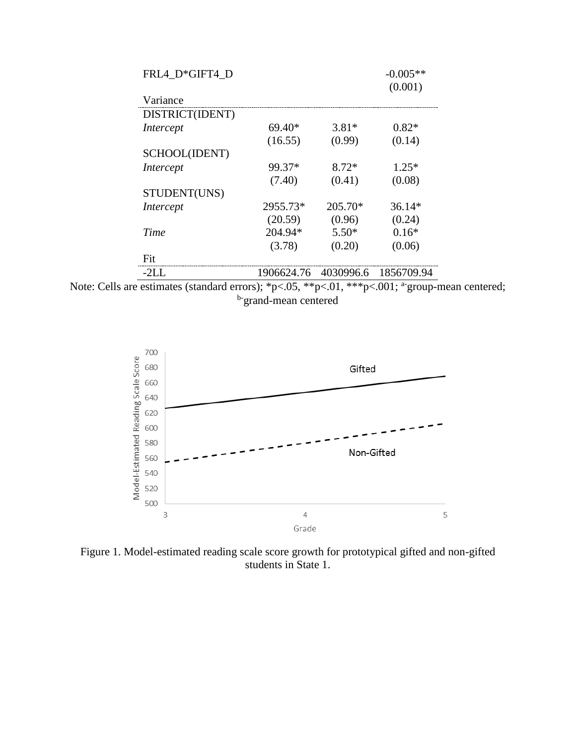| | | | |
|---|---|---|---|
| FRL4_D*GIFT4_D | | | -0.005** |
| | | | (0.001) |
| Variance | | | |
| DISTRICT(IDENT) | | | |
| *Intercept* | 69.40* | 3.81* | 0.82* |
| | (16.55) | (0.99) | (0.14) |
| SCHOOL(IDENT) | | | |
| *Intercept* | 99.37* | 8.72* | 1.25* |
| | (7.40) | (0.41) | (0.08) |
| STUDENT(UNS) | | | |
| *Intercept* | 2955.73* | 205.70* | 36.14* |
| | (20.59) | (0.96) | (0.24) |
| *Time* | 204.94* | 5.50* | 0.16* |
| | (3.78) | (0.20) | (0.06) |
| Fit | | | |
| -2LL | 1906624.76 | 4030996.6 | 1856709.94 |

Note: Cells are estimates (standard errors); *p<.05, **p<.01, ***p<.001; [a-]group-mean centered; [b-]grand-mean centered

Figure 1. Model-estimated reading scale score growth for prototypical gifted and non-gifted students in State 1.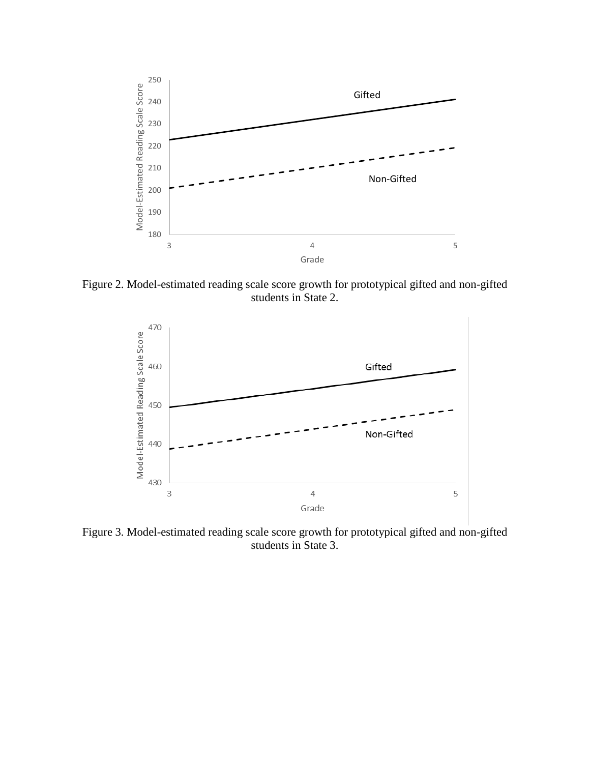Figure 2. Model-estimated reading scale score growth for prototypical gifted and non-gifted students in State 2.

Figure 3. Model-estimated reading scale score growth for prototypical gifted and non-gifted students in State 3.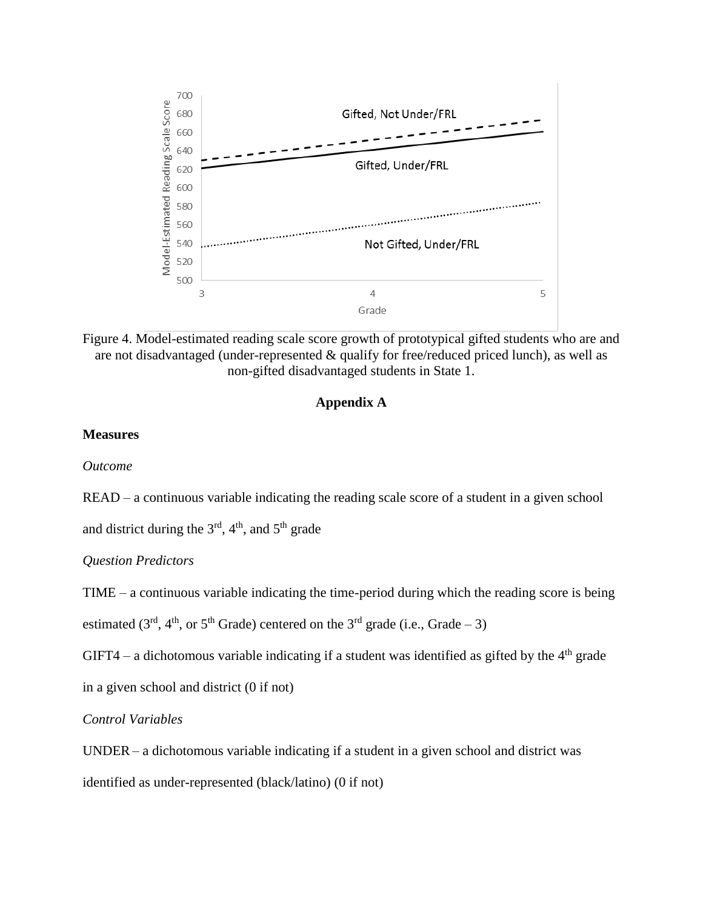Figure 4. Model-estimated reading scale score growth of prototypical gifted students who are and are not disadvantaged (under-represented & qualify for free/reduced priced lunch), as well as non-gifted disadvantaged students in State 1.

## Appendix A

**Measures**

*Outcome*

READ – a continuous variable indicating the reading scale score of a student in a given school and district during the 3rd, 4th, and 5th grade

*Question Predictors*

TIME – a continuous variable indicating the time-period during which the reading score is being estimated (3rd, 4th, or 5th Grade) centered on the 3rd grade (i.e., Grade – 3)

GIFT4 – a dichotomous variable indicating if a student was identified as gifted by the 4th grade in a given school and district (0 if not)

*Control Variables*

UNDER – a dichotomous variable indicating if a student in a given school and district was identified as under-represented (black/latino) (0 if not)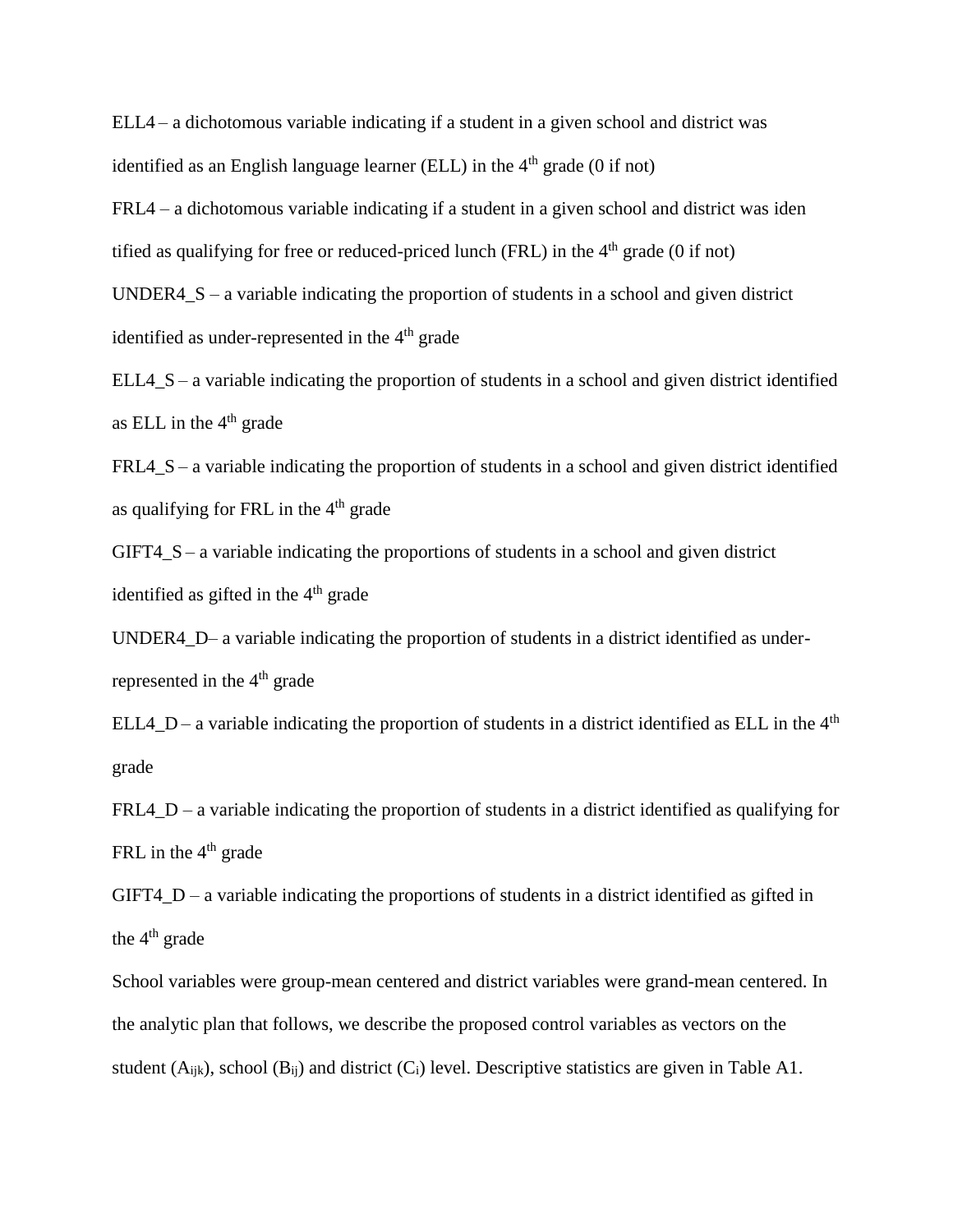ELL4 – a dichotomous variable indicating if a student in a given school and district was identified as an English language learner (ELL) in the $4^{th}$ grade (0 if not)

FRL4 – a dichotomous variable indicating if a student in a given school and district was iden tified as qualifying for free or reduced-priced lunch (FRL) in the $4^{th}$ grade (0 if not)

UNDER4_S – a variable indicating the proportion of students in a school and given district identified as under-represented in the $4^{th}$ grade

ELL4_S – a variable indicating the proportion of students in a school and given district identified as ELL in the $4^{th}$ grade

FRL4_S – a variable indicating the proportion of students in a school and given district identified as qualifying for FRL in the $4^{th}$ grade

GIFT4_S – a variable indicating the proportions of students in a school and given district identified as gifted in the $4^{th}$ grade

UNDER4_D– a variable indicating the proportion of students in a district identified as under-represented in the $4^{th}$ grade

ELL4_D – a variable indicating the proportion of students in a district identified as ELL in the $4^{th}$ grade

FRL4_D – a variable indicating the proportion of students in a district identified as qualifying for FRL in the $4^{th}$ grade

GIFT4_D – a variable indicating the proportions of students in a district identified as gifted in the $4^{th}$ grade

School variables were group-mean centered and district variables were grand-mean centered. In the analytic plan that follows, we describe the proposed control variables as vectors on the student ($A_{ijk}$), school ($B_{ij}$) and district ($C_i$) level. Descriptive statistics are given in Table A1.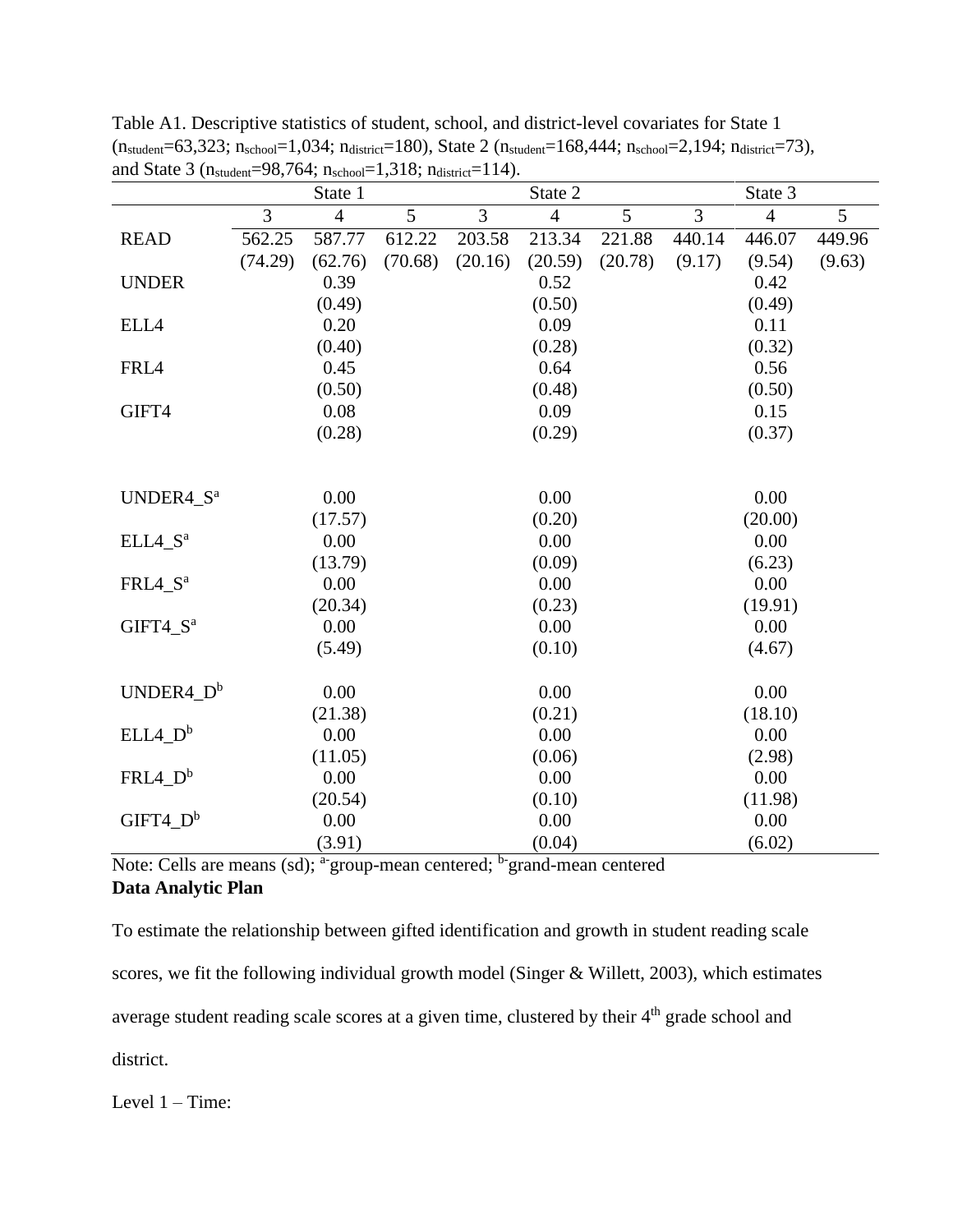Table A1. Descriptive statistics of student, school, and district-level covariates for State 1 ($n_{student}$=63,323; $n_{school}$=1,034; $n_{district}$=180), State 2 ($n_{student}$=168,444; $n_{school}$=2,194; $n_{district}$=73), and State 3 ($n_{student}$=98,764; $n_{school}$=1,318; $n_{district}$=114).

| | State 1 | | | State 2 | | | State 3 | | |
|---|---|---|---|---|---|---|---|---|---|
| | 3 | 4 | 5 | 3 | 4 | 5 | 3 | 4 | 5 |
| READ | 562.25 | 587.77 | 612.22 | 203.58 | 213.34 | 221.88 | 440.14 | 446.07 | 449.96 |
| | (74.29) | (62.76) | (70.68) | (20.16) | (20.59) | (20.78) | (9.17) | (9.54) | (9.63) |
| UNDER | | 0.39 | | | 0.52 | | | 0.42 | |
| | | (0.49) | | | (0.50) | | | (0.49) | |
| ELL4 | | 0.20 | | | 0.09 | | | 0.11 | |
| | | (0.40) | | | (0.28) | | | (0.32) | |
| FRL4 | | 0.45 | | | 0.64 | | | 0.56 | |
| | | (0.50) | | | (0.48) | | | (0.50) | |
| GIFT4 | | 0.08 | | | 0.09 | | | 0.15 | |
| | | (0.28) | | | (0.29) | | | (0.37) | |
| UNDER4_S[a] | | 0.00 | | | 0.00 | | | 0.00 | |
| | | (17.57) | | | (0.20) | | | (20.00) | |
| ELL4_S[a] | | 0.00 | | | 0.00 | | | 0.00 | |
| | | (13.79) | | | (0.09) | | | (6.23) | |
| FRL4_S[a] | | 0.00 | | | 0.00 | | | 0.00 | |
| | | (20.34) | | | (0.23) | | | (19.91) | |
| GIFT4_S[a] | | 0.00 | | | 0.00 | | | 0.00 | |
| | | (5.49) | | | (0.10) | | | (4.67) | |
| UNDER4_D[b] | | 0.00 | | | 0.00 | | | 0.00 | |
| | | (21.38) | | | (0.21) | | | (18.10) | |
| ELL4_D[b] | | 0.00 | | | 0.00 | | | 0.00 | |
| | | (11.05) | | | (0.06) | | | (2.98) | |
| FRL4_D[b] | | 0.00 | | | 0.00 | | | 0.00 | |
| | | (20.54) | | | (0.10) | | | (11.98) | |
| GIFT4_D[b] | | 0.00 | | | 0.00 | | | 0.00 | |
| | | (3.91) | | | (0.04) | | | (6.02) | |

Note: Cells are means (sd); [a-]group-mean centered; [b-]grand-mean centered

**Data Analytic Plan**

To estimate the relationship between gifted identification and growth in student reading scale scores, we fit the following individual growth model (Singer & Willett, 2003), which estimates average student reading scale scores at a given time, clustered by their 4th grade school and district.

Level 1 – Time: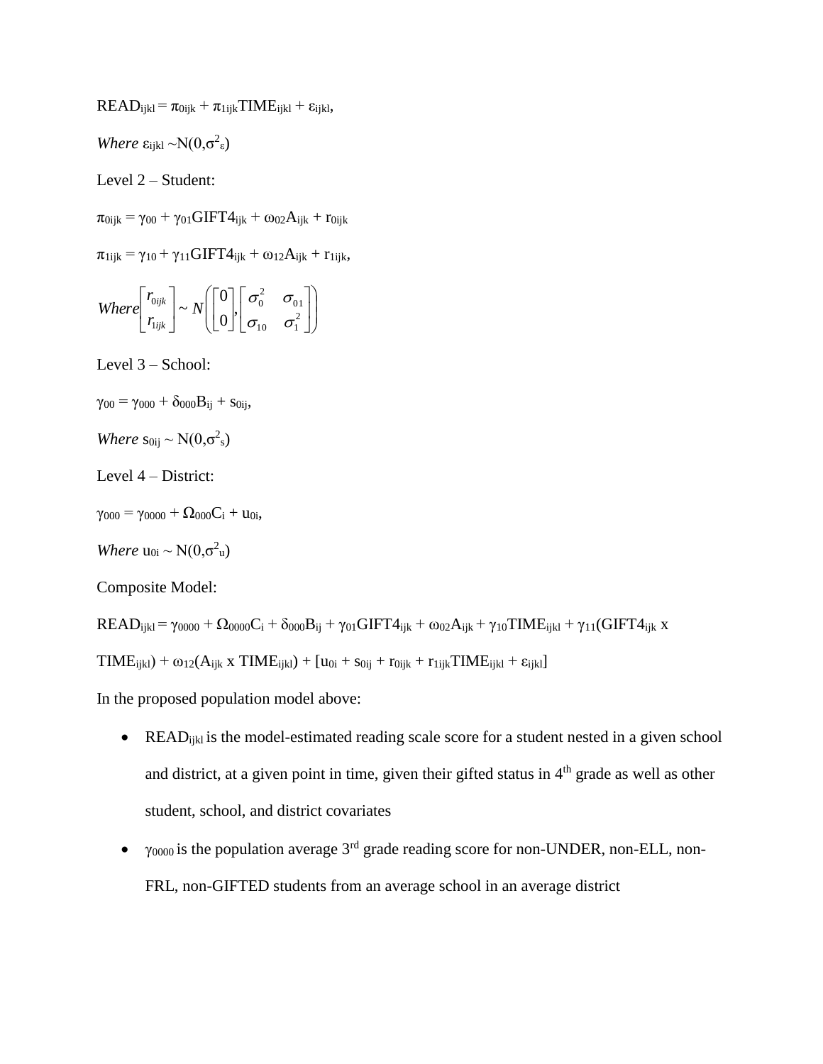$$READ_{ijkl} = \pi_{0ijk} + \pi_{1ijk}TIME_{ijkl} + \varepsilon_{ijkl},$$

*Where* $\varepsilon_{ijkl} \sim N(0,\sigma^2_\varepsilon)$

Level 2 – Student:

$$\pi_{0ijk} = \gamma_{00} + \gamma_{01}GIFT4_{ijk} + \omega_{02}A_{ijk} + r_{0ijk}$$

$$\pi_{1ijk} = \gamma_{10} + \gamma_{11}GIFT4_{ijk} + \omega_{12}A_{ijk} + r_{1ijk},$$

$$Where \begin{bmatrix} r_{0ijk} \\ r_{1ijk} \end{bmatrix} \sim N\left(\begin{bmatrix} 0 \\ 0 \end{bmatrix}, \begin{bmatrix} \sigma_0^2 & \sigma_{01} \\ \sigma_{10} & \sigma_1^2 \end{bmatrix}\right)$$

Level 3 – School:

$$\gamma_{00} = \gamma_{000} + \delta_{000}B_{ij} + s_{0ij},$$

*Where* $s_{0ij} \sim N(0,\sigma^2_s)$

Level 4 – District:

$$\gamma_{000} = \gamma_{0000} + \Omega_{000}C_i + u_{0i},$$

*Where* $u_{0i} \sim N(0,\sigma^2_u)$

Composite Model:

$$READ_{ijkl} = \gamma_{0000} + \Omega_{0000}C_i + \delta_{000}B_{ij} + \gamma_{01}GIFT4_{ijk} + \omega_{02}A_{ijk} + \gamma_{10}TIME_{ijkl} + \gamma_{11}(GIFT4_{ijk} \text{ x } TIME_{ijkl}) + \omega_{12}(A_{ijk} \text{ x } TIME_{ijkl}) + [u_{0i} + s_{0ij} + r_{0ijk} + r_{1ijk}TIME_{ijkl} + \varepsilon_{ijkl}]$$

In the proposed population model above:

- $READ_{ijkl}$ is the model-estimated reading scale score for a student nested in a given school and district, at a given point in time, given their gifted status in 4th grade as well as other student, school, and district covariates
- $\gamma_{0000}$ is the population average 3rd grade reading score for non-UNDER, non-ELL, non-FRL, non-GIFTED students from an average school in an average district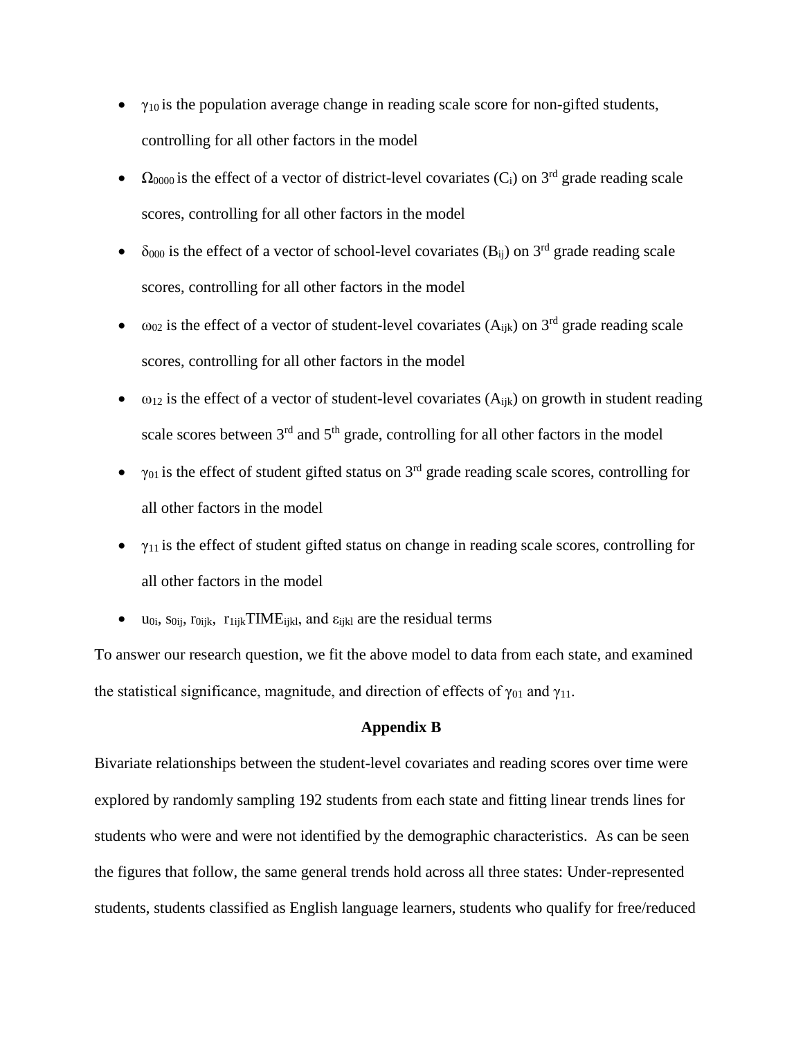- $\gamma_{10}$ is the population average change in reading scale score for non-gifted students, controlling for all other factors in the model
- $\Omega_{0000}$ is the effect of a vector of district-level covariates ($C_i$) on 3rd grade reading scale scores, controlling for all other factors in the model
- $\delta_{000}$ is the effect of a vector of school-level covariates ($B_{ij}$) on 3rd grade reading scale scores, controlling for all other factors in the model
- $\omega_{02}$ is the effect of a vector of student-level covariates ($A_{ijk}$) on 3rd grade reading scale scores, controlling for all other factors in the model
- $\omega_{12}$ is the effect of a vector of student-level covariates ($A_{ijk}$) on growth in student reading scale scores between 3rd and 5th grade, controlling for all other factors in the model
- $\gamma_{01}$ is the effect of student gifted status on 3rd grade reading scale scores, controlling for all other factors in the model
- $\gamma_{11}$ is the effect of student gifted status on change in reading scale scores, controlling for all other factors in the model
- $u_{0i}$, $s_{0ij}$, $r_{0ijk}$, $r_{1ijk}TIME_{ijkl}$, and $\varepsilon_{ijkl}$ are the residual terms

To answer our research question, we fit the above model to data from each state, and examined the statistical significance, magnitude, and direction of effects of $\gamma_{01}$ and $\gamma_{11}$.

## Appendix B

Bivariate relationships between the student-level covariates and reading scores over time were explored by randomly sampling 192 students from each state and fitting linear trends lines for students who were and were not identified by the demographic characteristics. As can be seen the figures that follow, the same general trends hold across all three states: Under-represented students, students classified as English language learners, students who qualify for free/reduced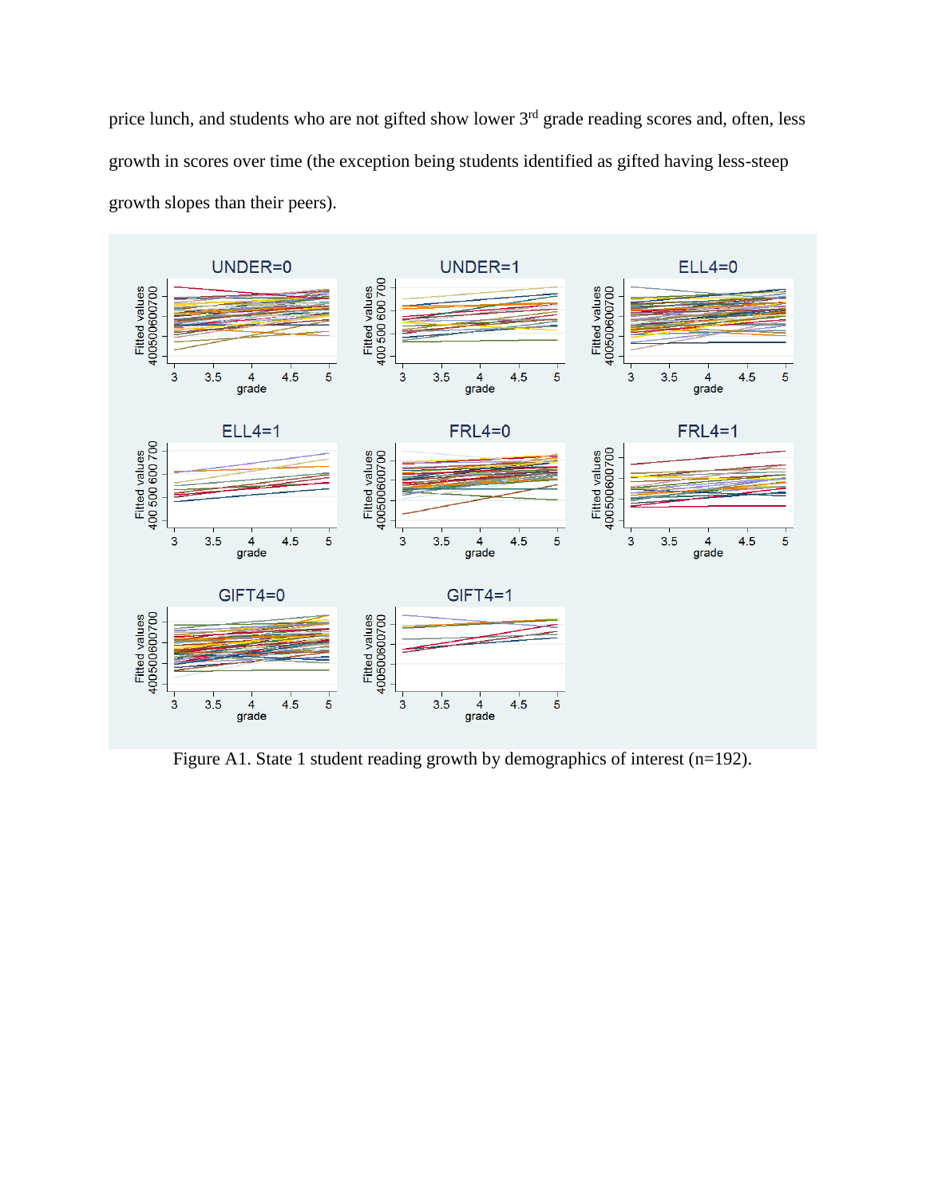price lunch, and students who are not gifted show lower 3rd grade reading scores and, often, less growth in scores over time (the exception being students identified as gifted having less-steep growth slopes than their peers).

Figure A1. State 1 student reading growth by demographics of interest (n=192).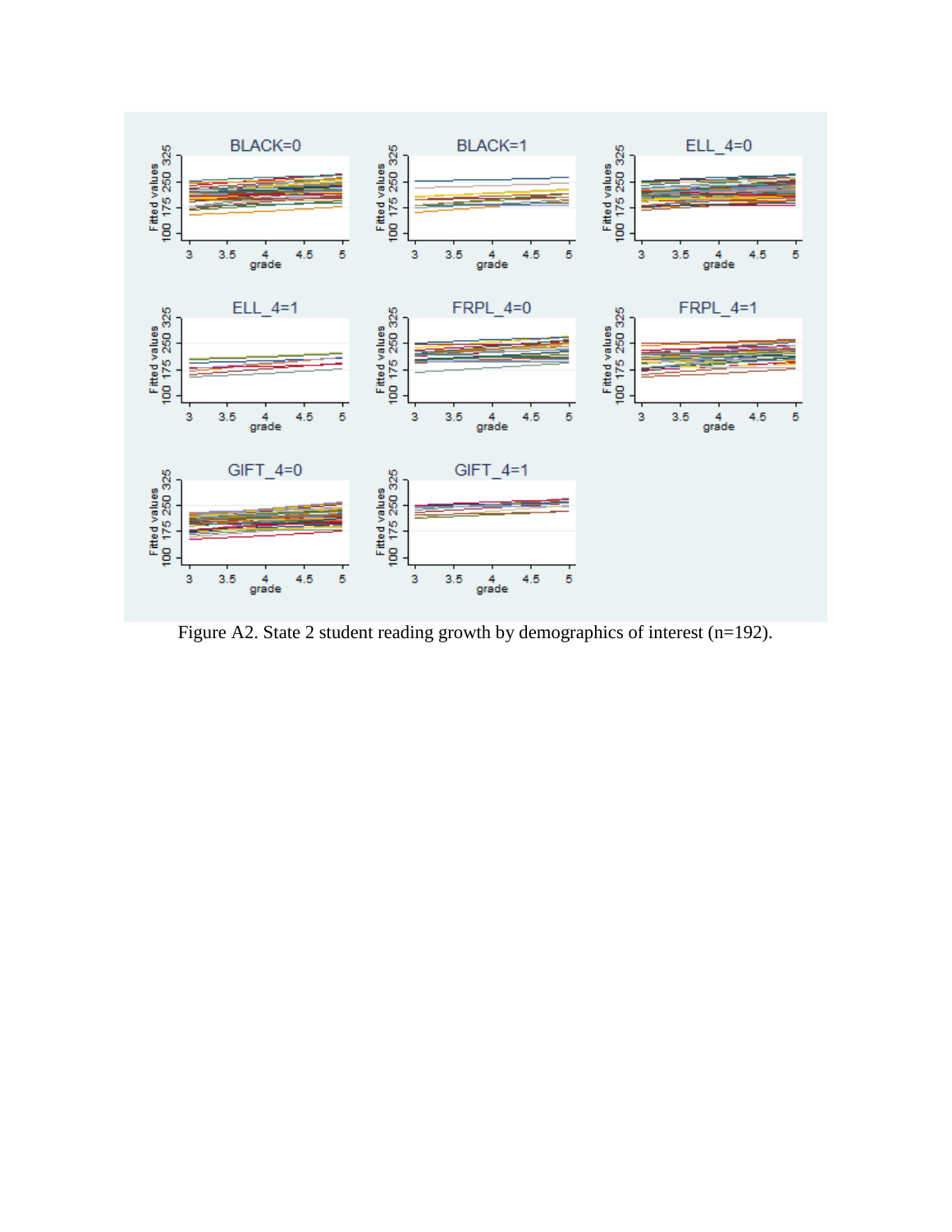Figure A2. State 2 student reading growth by demographics of interest (n=192).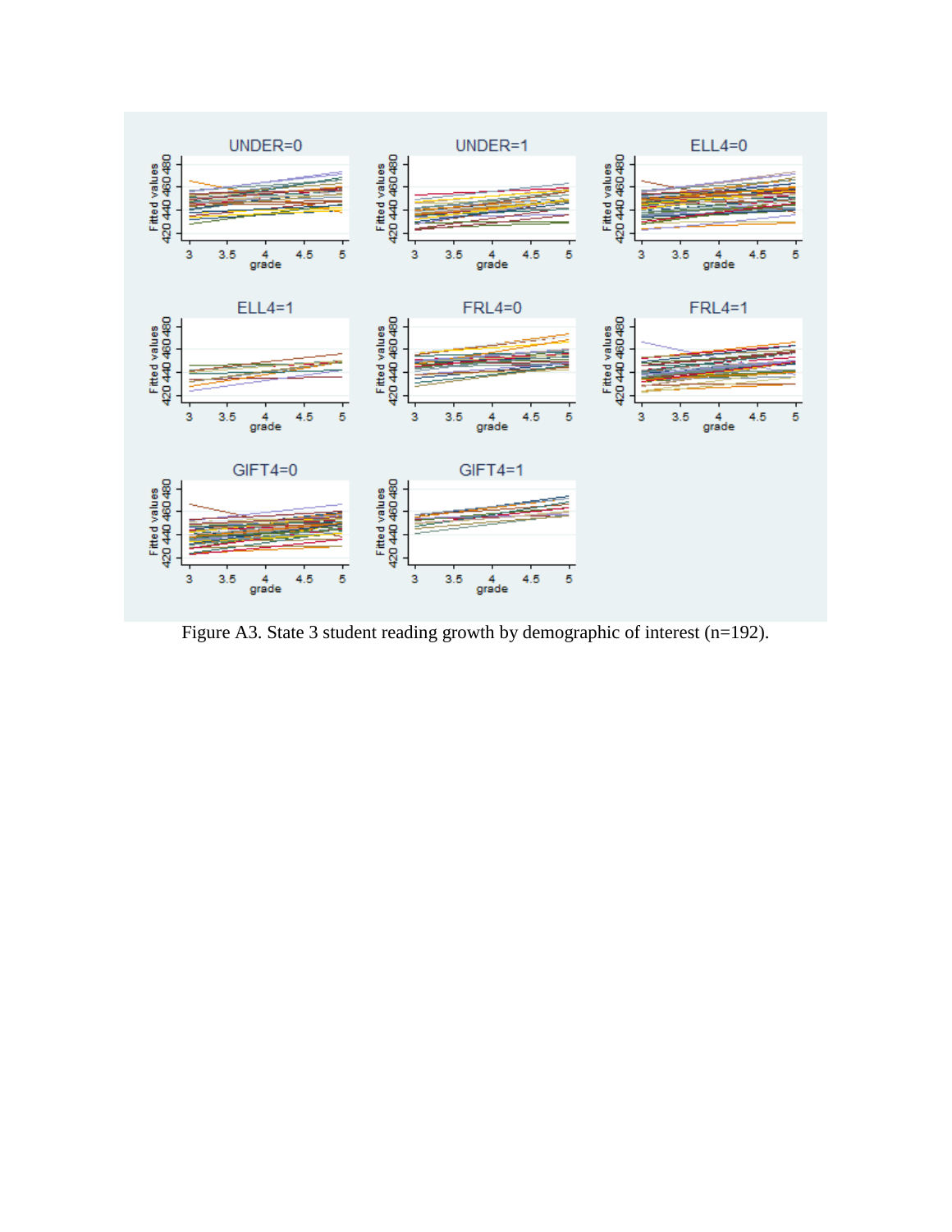UNDER=0

Fitted values 420 440 460 480

3 3.5 4 4.5 5

grade

UNDER=1

Fitted values 420 440 460 480

3 3.5 4 4.5 5

grade

ELL4=0

Fitted values 420 440 460 480

3 3.5 4 4.5 5

grade

ELL4=1

Fitted values 420 440 460 480

3 3.5 4 4.5 5

grade

FRL4=0

Fitted values 420 440 460 480

3 3.5 4 4.5 5

grade

FRL4=1

Fitted values 420 440 460 480

3 3.5 4 4.5 5

grade

GIFT4=0

Fitted values 420 440 460 480

3 3.5 4 4.5 5

grade

GIFT4=1

Fitted values 420 440 460 480

3 3.5 4 4.5 5

grade

Figure A3. State 3 student reading growth by demographic of interest (n=192).